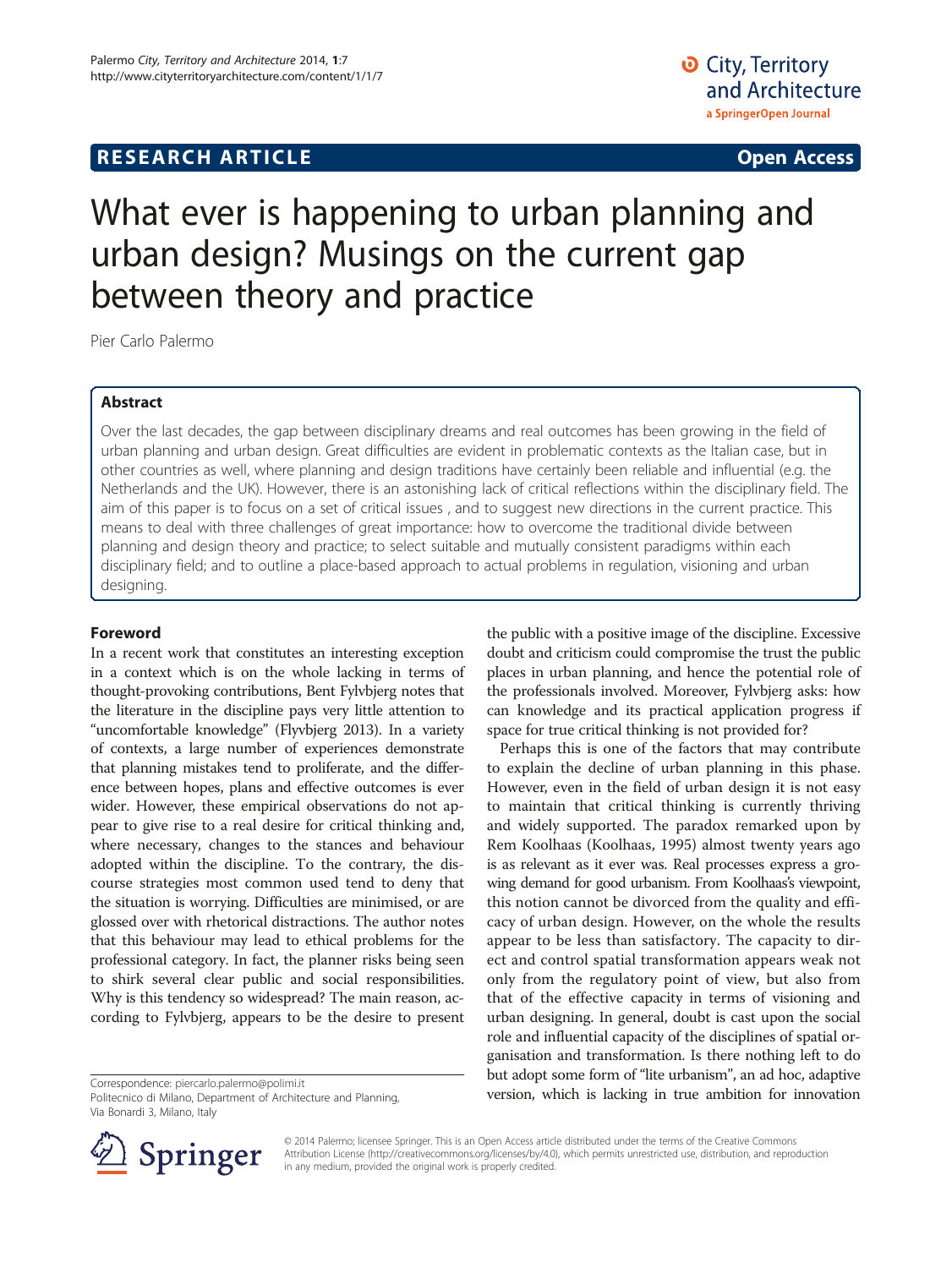**RESEARCH ARTICLE** **Open Access**

# What ever is happening to urban planning and urban design? Musings on the current gap between theory and practice

Pier Carlo Palermo

## Abstract

Over the last decades, the gap between disciplinary dreams and real outcomes has been growing in the field of urban planning and urban design. Great difficulties are evident in problematic contexts as the Italian case, but in other countries as well, where planning and design traditions have certainly been reliable and influential (e.g. the Netherlands and the UK). However, there is an astonishing lack of critical reflections within the disciplinary field. The aim of this paper is to focus on a set of critical issues , and to suggest new directions in the current practice. This means to deal with three challenges of great importance: how to overcome the traditional divide between planning and design theory and practice; to select suitable and mutually consistent paradigms within each disciplinary field; and to outline a place-based approach to actual problems in regulation, visioning and urban designing.

## Foreword

In a recent work that constitutes an interesting exception in a context which is on the whole lacking in terms of thought-provoking contributions, Bent Fylvbjerg notes that the literature in the discipline pays very little attention to "uncomfortable knowledge" (Flyvbjerg 2013). In a variety of contexts, a large number of experiences demonstrate that planning mistakes tend to proliferate, and the difference between hopes, plans and effective outcomes is ever wider. However, these empirical observations do not appear to give rise to a real desire for critical thinking and, where necessary, changes to the stances and behaviour adopted within the discipline. To the contrary, the discourse strategies most common used tend to deny that the situation is worrying. Difficulties are minimised, or are glossed over with rhetorical distractions. The author notes that this behaviour may lead to ethical problems for the professional category. In fact, the planner risks being seen to shirk several clear public and social responsibilities. Why is this tendency so widespread? The main reason, according to Fylvbjerg, appears to be the desire to present the public with a positive image of the discipline. Excessive doubt and criticism could compromise the trust the public places in urban planning, and hence the potential role of the professionals involved. Moreover, Fylvbjerg asks: how can knowledge and its practical application progress if space for true critical thinking is not provided for?

Perhaps this is one of the factors that may contribute to explain the decline of urban planning in this phase. However, even in the field of urban design it is not easy to maintain that critical thinking is currently thriving and widely supported. The paradox remarked upon by Rem Koolhaas (Koolhaas, 1995) almost twenty years ago is as relevant as it ever was. Real processes express a growing demand for good urbanism. From Koolhaas's viewpoint, this notion cannot be divorced from the quality and efficacy of urban design. However, on the whole the results appear to be less than satisfactory. The capacity to direct and control spatial transformation appears weak not only from the regulatory point of view, but also from that of the effective capacity in terms of visioning and urban designing. In general, doubt is cast upon the social role and influential capacity of the disciplines of spatial organisation and transformation. Is there nothing left to do but adopt some form of "lite urbanism", an ad hoc, adaptive version, which is lacking in true ambition for innovation

Correspondence: piercarlo.palermo@polimi.it
Politecnico di Milano, Department of Architecture and Planning, Via Bonardi 3, Milano, Italy

© 2014 Palermo; licensee Springer. This is an Open Access article distributed under the terms of the Creative Commons Attribution License (http://creativecommons.org/licenses/by/4.0), which permits unrestricted use, distribution, and reproduction in any medium, provided the original work is properly credited.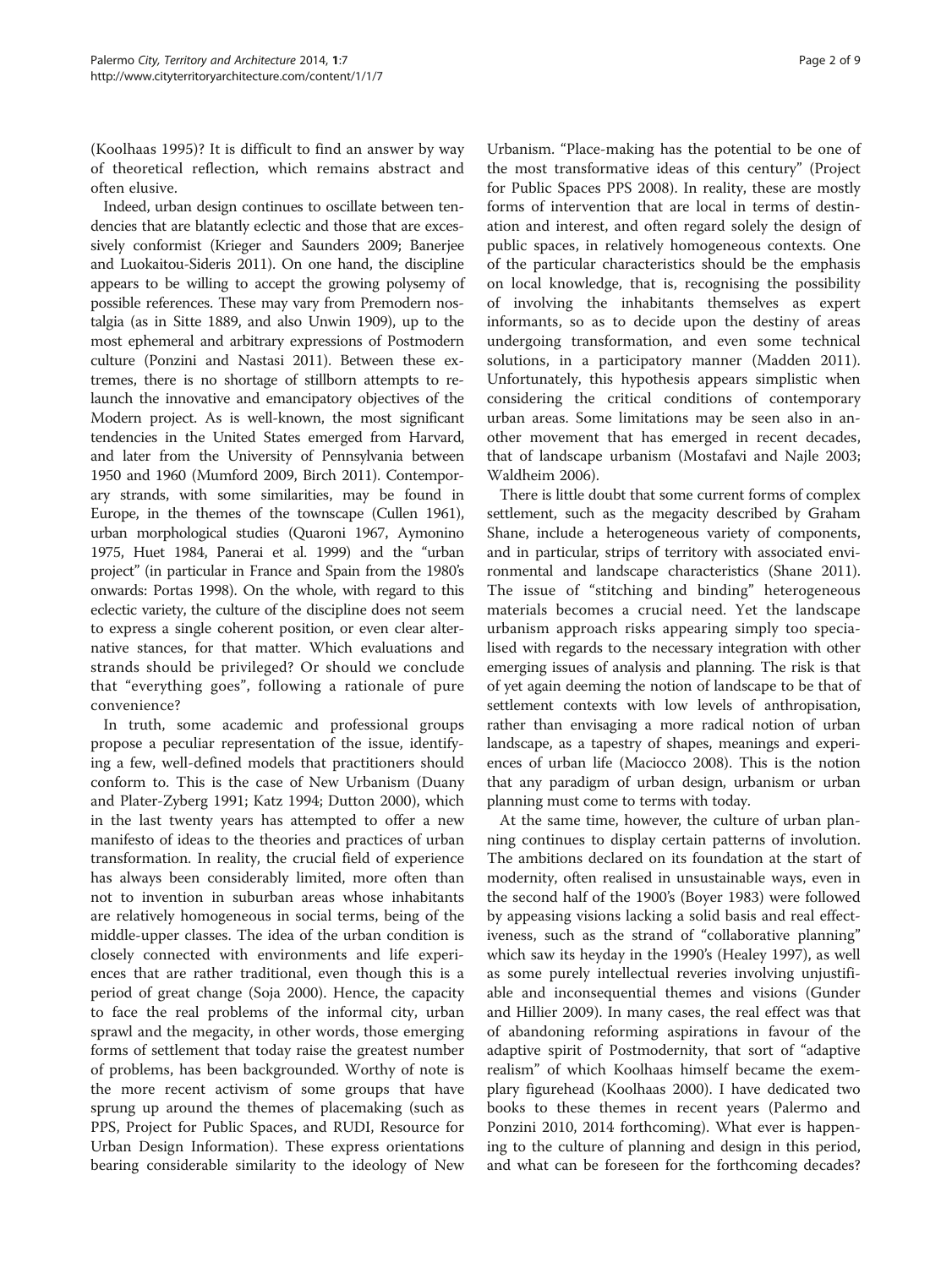(Koolhaas 1995)? It is difficult to find an answer by way of theoretical reflection, which remains abstract and often elusive.

Indeed, urban design continues to oscillate between tendencies that are blatantly eclectic and those that are excessively conformist (Krieger and Saunders 2009; Banerjee and Luokaitou-Sideris 2011). On one hand, the discipline appears to be willing to accept the growing polysemy of possible references. These may vary from Premodern nostalgia (as in Sitte 1889, and also Unwin 1909), up to the most ephemeral and arbitrary expressions of Postmodern culture (Ponzini and Nastasi 2011). Between these extremes, there is no shortage of stillborn attempts to relaunch the innovative and emancipatory objectives of the Modern project. As is well-known, the most significant tendencies in the United States emerged from Harvard, and later from the University of Pennsylvania between 1950 and 1960 (Mumford 2009, Birch 2011). Contemporary strands, with some similarities, may be found in Europe, in the themes of the townscape (Cullen 1961), urban morphological studies (Quaroni 1967, Aymonino 1975, Huet 1984, Panerai et al. 1999) and the "urban project" (in particular in France and Spain from the 1980's onwards: Portas 1998). On the whole, with regard to this eclectic variety, the culture of the discipline does not seem to express a single coherent position, or even clear alternative stances, for that matter. Which evaluations and strands should be privileged? Or should we conclude that "everything goes", following a rationale of pure convenience?

In truth, some academic and professional groups propose a peculiar representation of the issue, identifying a few, well-defined models that practitioners should conform to. This is the case of New Urbanism (Duany and Plater-Zyberg 1991; Katz 1994; Dutton 2000), which in the last twenty years has attempted to offer a new manifesto of ideas to the theories and practices of urban transformation. In reality, the crucial field of experience has always been considerably limited, more often than not to invention in suburban areas whose inhabitants are relatively homogeneous in social terms, being of the middle-upper classes. The idea of the urban condition is closely connected with environments and life experiences that are rather traditional, even though this is a period of great change (Soja 2000). Hence, the capacity to face the real problems of the informal city, urban sprawl and the megacity, in other words, those emerging forms of settlement that today raise the greatest number of problems, has been backgrounded. Worthy of note is the more recent activism of some groups that have sprung up around the themes of placemaking (such as PPS, Project for Public Spaces, and RUDI, Resource for Urban Design Information). These express orientations bearing considerable similarity to the ideology of New Urbanism. "Place-making has the potential to be one of the most transformative ideas of this century" (Project for Public Spaces PPS 2008). In reality, these are mostly forms of intervention that are local in terms of destination and interest, and often regard solely the design of public spaces, in relatively homogeneous contexts. One of the particular characteristics should be the emphasis on local knowledge, that is, recognising the possibility of involving the inhabitants themselves as expert informants, so as to decide upon the destiny of areas undergoing transformation, and even some technical solutions, in a participatory manner (Madden 2011). Unfortunately, this hypothesis appears simplistic when considering the critical conditions of contemporary urban areas. Some limitations may be seen also in another movement that has emerged in recent decades, that of landscape urbanism (Mostafavi and Najle 2003; Waldheim 2006).

There is little doubt that some current forms of complex settlement, such as the megacity described by Graham Shane, include a heterogeneous variety of components, and in particular, strips of territory with associated environmental and landscape characteristics (Shane 2011). The issue of "stitching and binding" heterogeneous materials becomes a crucial need. Yet the landscape urbanism approach risks appearing simply too specialised with regards to the necessary integration with other emerging issues of analysis and planning. The risk is that of yet again deeming the notion of landscape to be that of settlement contexts with low levels of anthropisation, rather than envisaging a more radical notion of urban landscape, as a tapestry of shapes, meanings and experiences of urban life (Maciocco 2008). This is the notion that any paradigm of urban design, urbanism or urban planning must come to terms with today.

At the same time, however, the culture of urban planning continues to display certain patterns of involution. The ambitions declared on its foundation at the start of modernity, often realised in unsustainable ways, even in the second half of the 1900's (Boyer 1983) were followed by appeasing visions lacking a solid basis and real effectiveness, such as the strand of "collaborative planning" which saw its heyday in the 1990's (Healey 1997), as well as some purely intellectual reveries involving unjustifiable and inconsequential themes and visions (Gunder and Hillier 2009). In many cases, the real effect was that of abandoning reforming aspirations in favour of the adaptive spirit of Postmodernity, that sort of "adaptive realism" of which Koolhaas himself became the exemplary figurehead (Koolhaas 2000). I have dedicated two books to these themes in recent years (Palermo and Ponzini 2010, 2014 forthcoming). What ever is happening to the culture of planning and design in this period, and what can be foreseen for the forthcoming decades?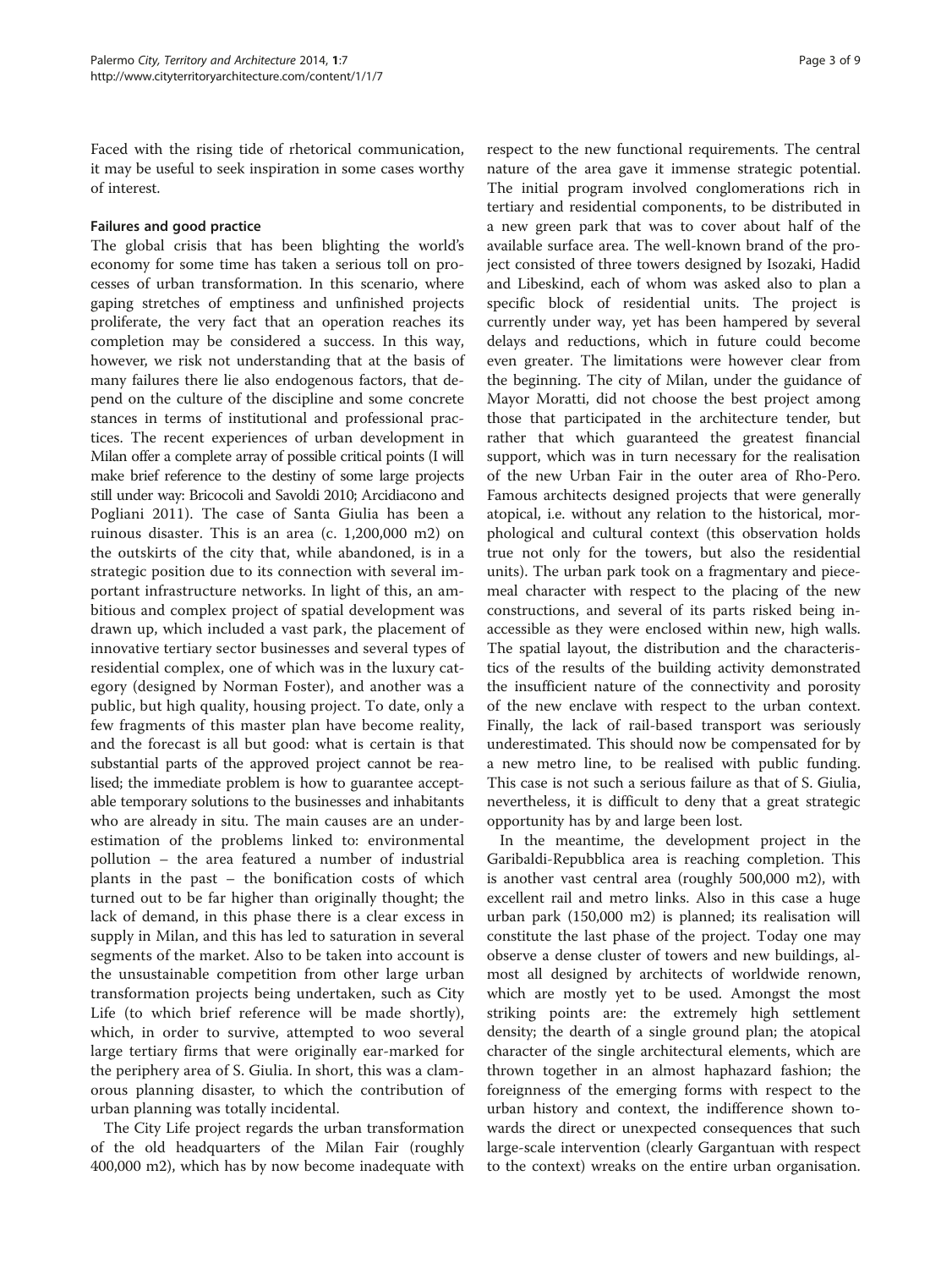Faced with the rising tide of rhetorical communication, it may be useful to seek inspiration in some cases worthy of interest.

### Failures and good practice

The global crisis that has been blighting the world's economy for some time has taken a serious toll on processes of urban transformation. In this scenario, where gaping stretches of emptiness and unfinished projects proliferate, the very fact that an operation reaches its completion may be considered a success. In this way, however, we risk not understanding that at the basis of many failures there lie also endogenous factors, that depend on the culture of the discipline and some concrete stances in terms of institutional and professional practices. The recent experiences of urban development in Milan offer a complete array of possible critical points (I will make brief reference to the destiny of some large projects still under way: Bricocoli and Savoldi 2010; Arcidiacono and Pogliani 2011). The case of Santa Giulia has been a ruinous disaster. This is an area (c. 1,200,000 m2) on the outskirts of the city that, while abandoned, is in a strategic position due to its connection with several important infrastructure networks. In light of this, an ambitious and complex project of spatial development was drawn up, which included a vast park, the placement of innovative tertiary sector businesses and several types of residential complex, one of which was in the luxury category (designed by Norman Foster), and another was a public, but high quality, housing project. To date, only a few fragments of this master plan have become reality, and the forecast is all but good: what is certain is that substantial parts of the approved project cannot be realised; the immediate problem is how to guarantee acceptable temporary solutions to the businesses and inhabitants who are already in situ. The main causes are an underestimation of the problems linked to: environmental pollution – the area featured a number of industrial plants in the past – the bonification costs of which turned out to be far higher than originally thought; the lack of demand, in this phase there is a clear excess in supply in Milan, and this has led to saturation in several segments of the market. Also to be taken into account is the unsustainable competition from other large urban transformation projects being undertaken, such as City Life (to which brief reference will be made shortly), which, in order to survive, attempted to woo several large tertiary firms that were originally ear-marked for the periphery area of S. Giulia. In short, this was a clamorous planning disaster, to which the contribution of urban planning was totally incidental.

The City Life project regards the urban transformation of the old headquarters of the Milan Fair (roughly 400,000 m2), which has by now become inadequate with respect to the new functional requirements. The central nature of the area gave it immense strategic potential. The initial program involved conglomerations rich in tertiary and residential components, to be distributed in a new green park that was to cover about half of the available surface area. The well-known brand of the project consisted of three towers designed by Isozaki, Hadid and Libeskind, each of whom was asked also to plan a specific block of residential units. The project is currently under way, yet has been hampered by several delays and reductions, which in future could become even greater. The limitations were however clear from the beginning. The city of Milan, under the guidance of Mayor Moratti, did not choose the best project among those that participated in the architecture tender, but rather that which guaranteed the greatest financial support, which was in turn necessary for the realisation of the new Urban Fair in the outer area of Rho-Pero. Famous architects designed projects that were generally atopical, i.e. without any relation to the historical, morphological and cultural context (this observation holds true not only for the towers, but also the residential units). The urban park took on a fragmentary and piecemeal character with respect to the placing of the new constructions, and several of its parts risked being inaccessible as they were enclosed within new, high walls. The spatial layout, the distribution and the characteristics of the results of the building activity demonstrated the insufficient nature of the connectivity and porosity of the new enclave with respect to the urban context. Finally, the lack of rail-based transport was seriously underestimated. This should now be compensated for by a new metro line, to be realised with public funding. This case is not such a serious failure as that of S. Giulia, nevertheless, it is difficult to deny that a great strategic opportunity has by and large been lost.

In the meantime, the development project in the Garibaldi-Repubblica area is reaching completion. This is another vast central area (roughly 500,000 m2), with excellent rail and metro links. Also in this case a huge urban park (150,000 m2) is planned; its realisation will constitute the last phase of the project. Today one may observe a dense cluster of towers and new buildings, almost all designed by architects of worldwide renown, which are mostly yet to be used. Amongst the most striking points are: the extremely high settlement density; the dearth of a single ground plan; the atopical character of the single architectural elements, which are thrown together in an almost haphazard fashion; the foreignness of the emerging forms with respect to the urban history and context, the indifference shown towards the direct or unexpected consequences that such large-scale intervention (clearly Gargantuan with respect to the context) wreaks on the entire urban organisation.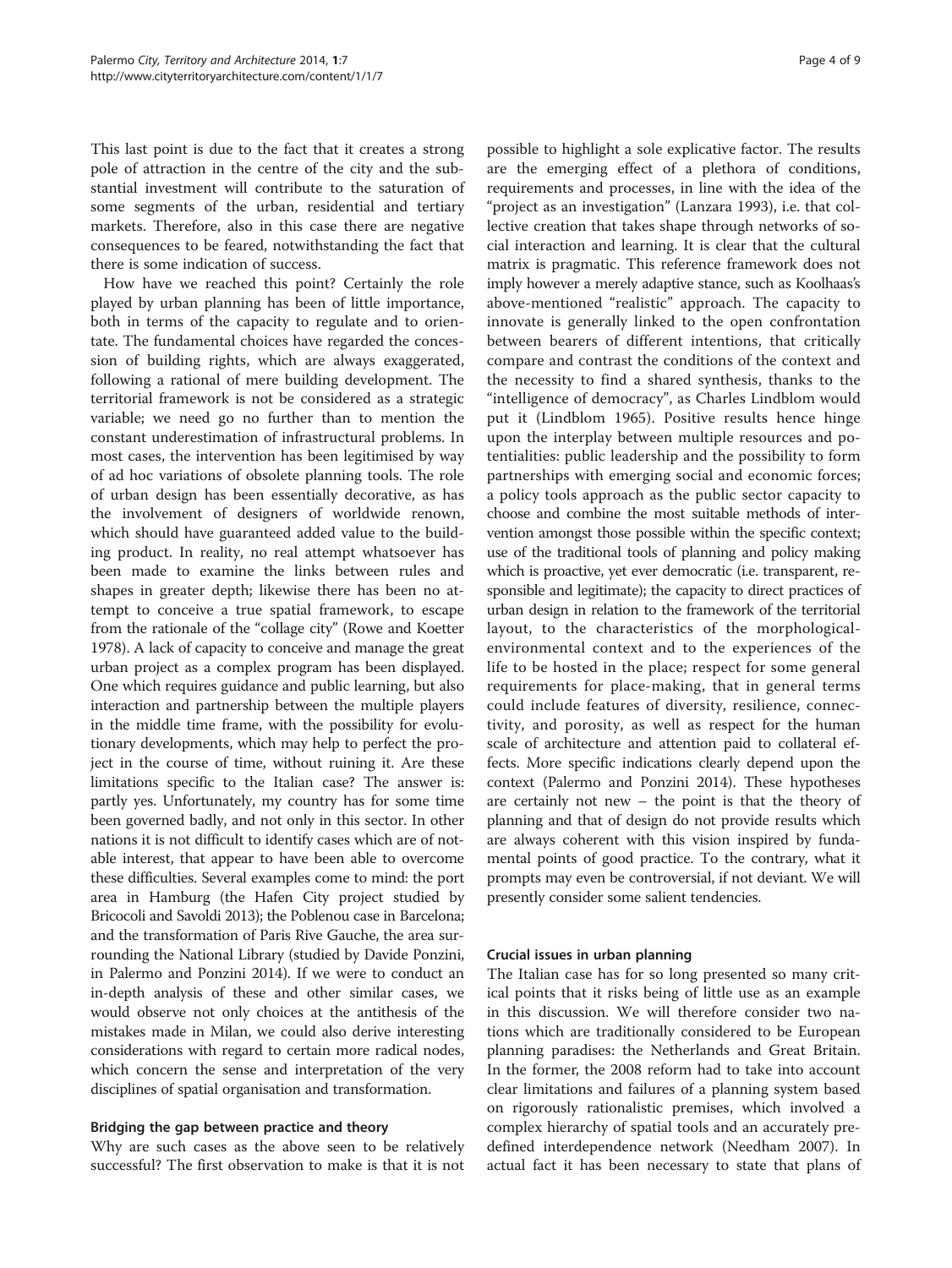This last point is due to the fact that it creates a strong pole of attraction in the centre of the city and the substantial investment will contribute to the saturation of some segments of the urban, residential and tertiary markets. Therefore, also in this case there are negative consequences to be feared, notwithstanding the fact that there is some indication of success.

How have we reached this point? Certainly the role played by urban planning has been of little importance, both in terms of the capacity to regulate and to orientate. The fundamental choices have regarded the concession of building rights, which are always exaggerated, following a rational of mere building development. The territorial framework is not be considered as a strategic variable; we need go no further than to mention the constant underestimation of infrastructural problems. In most cases, the intervention has been legitimised by way of ad hoc variations of obsolete planning tools. The role of urban design has been essentially decorative, as has the involvement of designers of worldwide renown, which should have guaranteed added value to the building product. In reality, no real attempt whatsoever has been made to examine the links between rules and shapes in greater depth; likewise there has been no attempt to conceive a true spatial framework, to escape from the rationale of the "collage city" (Rowe and Koetter 1978). A lack of capacity to conceive and manage the great urban project as a complex program has been displayed. One which requires guidance and public learning, but also interaction and partnership between the multiple players in the middle time frame, with the possibility for evolutionary developments, which may help to perfect the project in the course of time, without ruining it. Are these limitations specific to the Italian case? The answer is: partly yes. Unfortunately, my country has for some time been governed badly, and not only in this sector. In other nations it is not difficult to identify cases which are of notable interest, that appear to have been able to overcome these difficulties. Several examples come to mind: the port area in Hamburg (the Hafen City project studied by Bricocoli and Savoldi 2013); the Poblenou case in Barcelona; and the transformation of Paris Rive Gauche, the area surrounding the National Library (studied by Davide Ponzini, in Palermo and Ponzini 2014). If we were to conduct an in-depth analysis of these and other similar cases, we would observe not only choices at the antithesis of the mistakes made in Milan, we could also derive interesting considerations with regard to certain more radical nodes, which concern the sense and interpretation of the very disciplines of spatial organisation and transformation.

## Bridging the gap between practice and theory

Why are such cases as the above seen to be relatively successful? The first observation to make is that it is not possible to highlight a sole explicative factor. The results are the emerging effect of a plethora of conditions, requirements and processes, in line with the idea of the "project as an investigation" (Lanzara 1993), i.e. that collective creation that takes shape through networks of social interaction and learning. It is clear that the cultural matrix is pragmatic. This reference framework does not imply however a merely adaptive stance, such as Koolhaas's above-mentioned "realistic" approach. The capacity to innovate is generally linked to the open confrontation between bearers of different intentions, that critically compare and contrast the conditions of the context and the necessity to find a shared synthesis, thanks to the "intelligence of democracy", as Charles Lindblom would put it (Lindblom 1965). Positive results hence hinge upon the interplay between multiple resources and potentialities: public leadership and the possibility to form partnerships with emerging social and economic forces; a policy tools approach as the public sector capacity to choose and combine the most suitable methods of intervention amongst those possible within the specific context; use of the traditional tools of planning and policy making which is proactive, yet ever democratic (i.e. transparent, responsible and legitimate); the capacity to direct practices of urban design in relation to the framework of the territorial layout, to the characteristics of the morphological-environmental context and to the experiences of the life to be hosted in the place; respect for some general requirements for place-making, that in general terms could include features of diversity, resilience, connectivity, and porosity, as well as respect for the human scale of architecture and attention paid to collateral effects. More specific indications clearly depend upon the context (Palermo and Ponzini 2014). These hypotheses are certainly not new – the point is that the theory of planning and that of design do not provide results which are always coherent with this vision inspired by fundamental points of good practice. To the contrary, what it prompts may even be controversial, if not deviant. We will presently consider some salient tendencies.

## Crucial issues in urban planning

The Italian case has for so long presented so many critical points that it risks being of little use as an example in this discussion. We will therefore consider two nations which are traditionally considered to be European planning paradises: the Netherlands and Great Britain. In the former, the 2008 reform had to take into account clear limitations and failures of a planning system based on rigorously rationalistic premises, which involved a complex hierarchy of spatial tools and an accurately predefined interdependence network (Needham 2007). In actual fact it has been necessary to state that plans of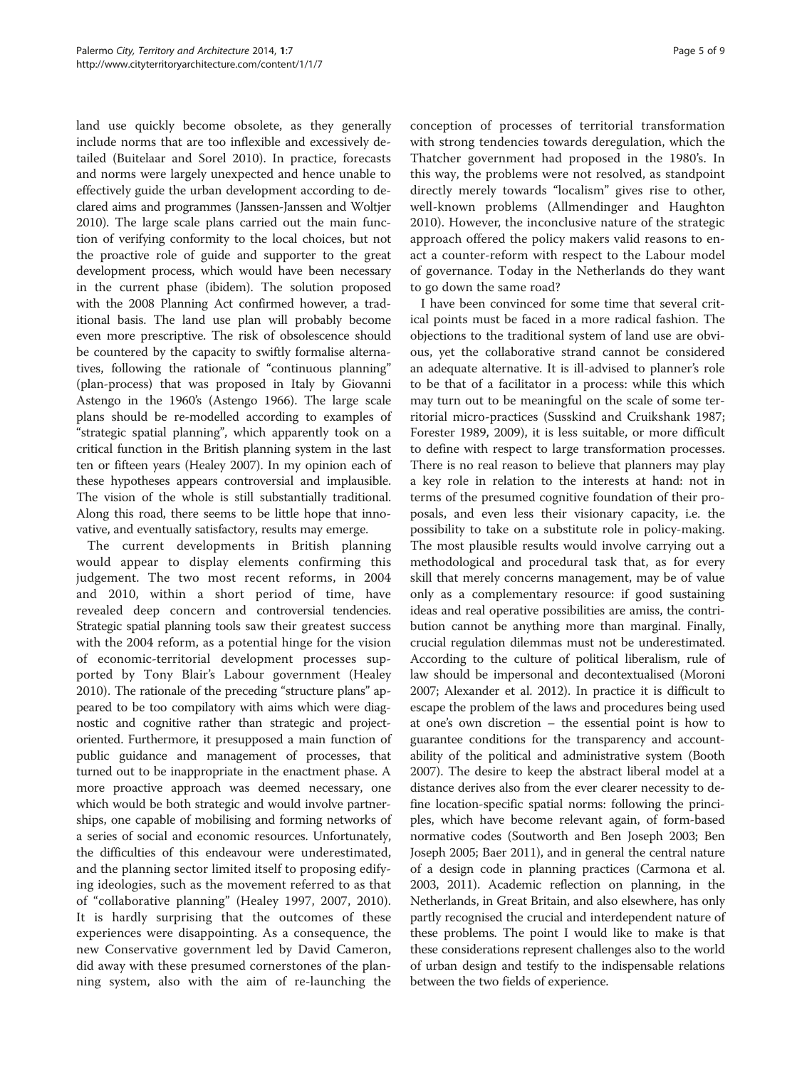land use quickly become obsolete, as they generally include norms that are too inflexible and excessively detailed (Buitelaar and Sorel 2010). In practice, forecasts and norms were largely unexpected and hence unable to effectively guide the urban development according to declared aims and programmes (Janssen-Janssen and Woltjer 2010). The large scale plans carried out the main function of verifying conformity to the local choices, but not the proactive role of guide and supporter to the great development process, which would have been necessary in the current phase (ibidem). The solution proposed with the 2008 Planning Act confirmed however, a traditional basis. The land use plan will probably become even more prescriptive. The risk of obsolescence should be countered by the capacity to swiftly formalise alternatives, following the rationale of "continuous planning" (plan-process) that was proposed in Italy by Giovanni Astengo in the 1960's (Astengo 1966). The large scale plans should be re-modelled according to examples of "strategic spatial planning", which apparently took on a critical function in the British planning system in the last ten or fifteen years (Healey 2007). In my opinion each of these hypotheses appears controversial and implausible. The vision of the whole is still substantially traditional. Along this road, there seems to be little hope that innovative, and eventually satisfactory, results may emerge.

The current developments in British planning would appear to display elements confirming this judgement. The two most recent reforms, in 2004 and 2010, within a short period of time, have revealed deep concern and controversial tendencies. Strategic spatial planning tools saw their greatest success with the 2004 reform, as a potential hinge for the vision of economic-territorial development processes supported by Tony Blair's Labour government (Healey 2010). The rationale of the preceding "structure plans" appeared to be too compilatory with aims which were diagnostic and cognitive rather than strategic and project-oriented. Furthermore, it presupposed a main function of public guidance and management of processes, that turned out to be inappropriate in the enactment phase. A more proactive approach was deemed necessary, one which would be both strategic and would involve partnerships, one capable of mobilising and forming networks of a series of social and economic resources. Unfortunately, the difficulties of this endeavour were underestimated, and the planning sector limited itself to proposing edifying ideologies, such as the movement referred to as that of "collaborative planning" (Healey 1997, 2007, 2010). It is hardly surprising that the outcomes of these experiences were disappointing. As a consequence, the new Conservative government led by David Cameron, did away with these presumed cornerstones of the planning system, also with the aim of re-launching the conception of processes of territorial transformation with strong tendencies towards deregulation, which the Thatcher government had proposed in the 1980's. In this way, the problems were not resolved, as standpoint directly merely towards "localism" gives rise to other, well-known problems (Allmendinger and Haughton 2010). However, the inconclusive nature of the strategic approach offered the policy makers valid reasons to enact a counter-reform with respect to the Labour model of governance. Today in the Netherlands do they want to go down the same road?

I have been convinced for some time that several critical points must be faced in a more radical fashion. The objections to the traditional system of land use are obvious, yet the collaborative strand cannot be considered an adequate alternative. It is ill-advised to planner's role to be that of a facilitator in a process: while this which may turn out to be meaningful on the scale of some territorial micro-practices (Susskind and Cruikshank 1987; Forester 1989, 2009), it is less suitable, or more difficult to define with respect to large transformation processes. There is no real reason to believe that planners may play a key role in relation to the interests at hand: not in terms of the presumed cognitive foundation of their proposals, and even less their visionary capacity, i.e. the possibility to take on a substitute role in policy-making. The most plausible results would involve carrying out a methodological and procedural task that, as for every skill that merely concerns management, may be of value only as a complementary resource: if good sustaining ideas and real operative possibilities are amiss, the contribution cannot be anything more than marginal. Finally, crucial regulation dilemmas must not be underestimated. According to the culture of political liberalism, rule of law should be impersonal and decontextualised (Moroni 2007; Alexander et al. 2012). In practice it is difficult to escape the problem of the laws and procedures being used at one's own discretion – the essential point is how to guarantee conditions for the transparency and accountability of the political and administrative system (Booth 2007). The desire to keep the abstract liberal model at a distance derives also from the ever clearer necessity to define location-specific spatial norms: following the principles, which have become relevant again, of form-based normative codes (Soutworth and Ben Joseph 2003; Ben Joseph 2005; Baer 2011), and in general the central nature of a design code in planning practices (Carmona et al. 2003, 2011). Academic reflection on planning, in the Netherlands, in Great Britain, and also elsewhere, has only partly recognised the crucial and interdependent nature of these problems. The point I would like to make is that these considerations represent challenges also to the world of urban design and testify to the indispensable relations between the two fields of experience.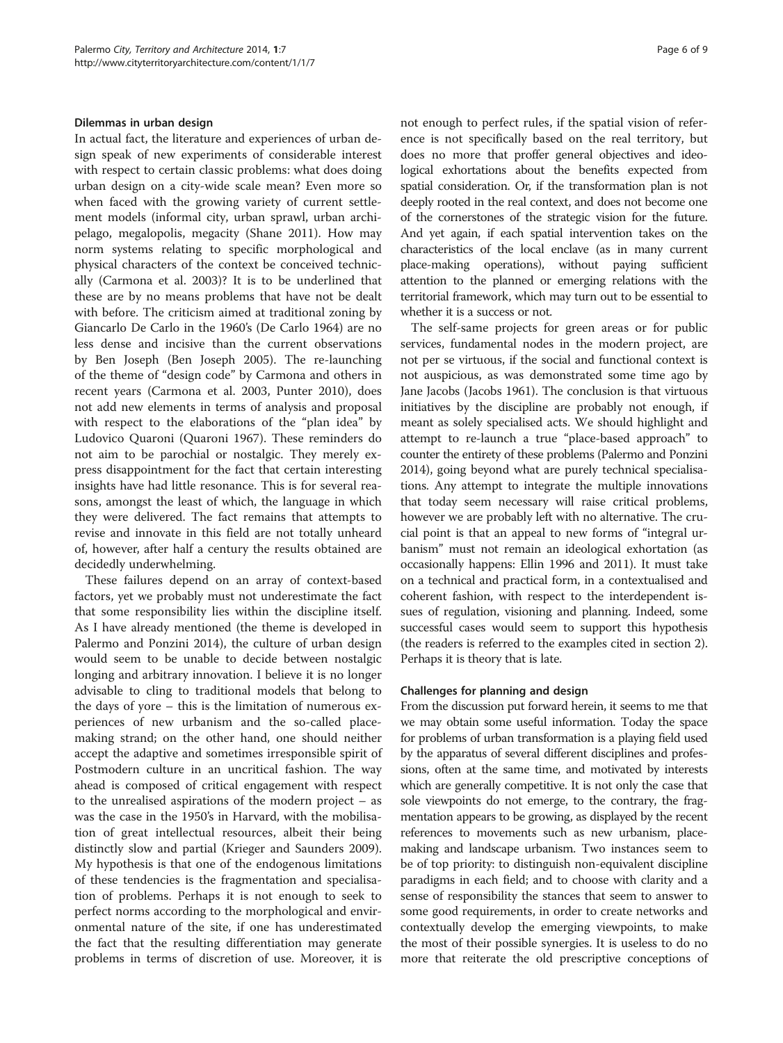### Dilemmas in urban design

In actual fact, the literature and experiences of urban design speak of new experiments of considerable interest with respect to certain classic problems: what does doing urban design on a city-wide scale mean? Even more so when faced with the growing variety of current settlement models (informal city, urban sprawl, urban archipelago, megalopolis, megacity (Shane 2011). How may norm systems relating to specific morphological and physical characters of the context be conceived technically (Carmona et al. 2003)? It is to be underlined that these are by no means problems that have not be dealt with before. The criticism aimed at traditional zoning by Giancarlo De Carlo in the 1960's (De Carlo 1964) are no less dense and incisive than the current observations by Ben Joseph (Ben Joseph 2005). The re-launching of the theme of "design code" by Carmona and others in recent years (Carmona et al. 2003, Punter 2010), does not add new elements in terms of analysis and proposal with respect to the elaborations of the "plan idea" by Ludovico Quaroni (Quaroni 1967). These reminders do not aim to be parochial or nostalgic. They merely express disappointment for the fact that certain interesting insights have had little resonance. This is for several reasons, amongst the least of which, the language in which they were delivered. The fact remains that attempts to revise and innovate in this field are not totally unheard of, however, after half a century the results obtained are decidedly underwhelming.

These failures depend on an array of context-based factors, yet we probably must not underestimate the fact that some responsibility lies within the discipline itself. As I have already mentioned (the theme is developed in Palermo and Ponzini 2014), the culture of urban design would seem to be unable to decide between nostalgic longing and arbitrary innovation. I believe it is no longer advisable to cling to traditional models that belong to the days of yore – this is the limitation of numerous experiences of new urbanism and the so-called place-making strand; on the other hand, one should neither accept the adaptive and sometimes irresponsible spirit of Postmodern culture in an uncritical fashion. The way ahead is composed of critical engagement with respect to the unrealised aspirations of the modern project – as was the case in the 1950's in Harvard, with the mobilisation of great intellectual resources, albeit their being distinctly slow and partial (Krieger and Saunders 2009). My hypothesis is that one of the endogenous limitations of these tendencies is the fragmentation and specialisation of problems. Perhaps it is not enough to seek to perfect norms according to the morphological and environmental nature of the site, if one has underestimated the fact that the resulting differentiation may generate problems in terms of discretion of use. Moreover, it is not enough to perfect rules, if the spatial vision of reference is not specifically based on the real territory, but does no more that proffer general objectives and ideological exhortations about the benefits expected from spatial consideration. Or, if the transformation plan is not deeply rooted in the real context, and does not become one of the cornerstones of the strategic vision for the future. And yet again, if each spatial intervention takes on the characteristics of the local enclave (as in many current place-making operations), without paying sufficient attention to the planned or emerging relations with the territorial framework, which may turn out to be essential to whether it is a success or not.

The self-same projects for green areas or for public services, fundamental nodes in the modern project, are not per se virtuous, if the social and functional context is not auspicious, as was demonstrated some time ago by Jane Jacobs (Jacobs 1961). The conclusion is that virtuous initiatives by the discipline are probably not enough, if meant as solely specialised acts. We should highlight and attempt to re-launch a true "place-based approach" to counter the entirety of these problems (Palermo and Ponzini 2014), going beyond what are purely technical specialisations. Any attempt to integrate the multiple innovations that today seem necessary will raise critical problems, however we are probably left with no alternative. The crucial point is that an appeal to new forms of "integral urbanism" must not remain an ideological exhortation (as occasionally happens: Ellin 1996 and 2011). It must take on a technical and practical form, in a contextualised and coherent fashion, with respect to the interdependent issues of regulation, visioning and planning. Indeed, some successful cases would seem to support this hypothesis (the readers is referred to the examples cited in section 2). Perhaps it is theory that is late.

### Challenges for planning and design

From the discussion put forward herein, it seems to me that we may obtain some useful information. Today the space for problems of urban transformation is a playing field used by the apparatus of several different disciplines and professions, often at the same time, and motivated by interests which are generally competitive. It is not only the case that sole viewpoints do not emerge, to the contrary, the fragmentation appears to be growing, as displayed by the recent references to movements such as new urbanism, place-making and landscape urbanism. Two instances seem to be of top priority: to distinguish non-equivalent discipline paradigms in each field; and to choose with clarity and a sense of responsibility the stances that seem to answer to some good requirements, in order to create networks and contextually develop the emerging viewpoints, to make the most of their possible synergies. It is useless to do no more that reiterate the old prescriptive conceptions of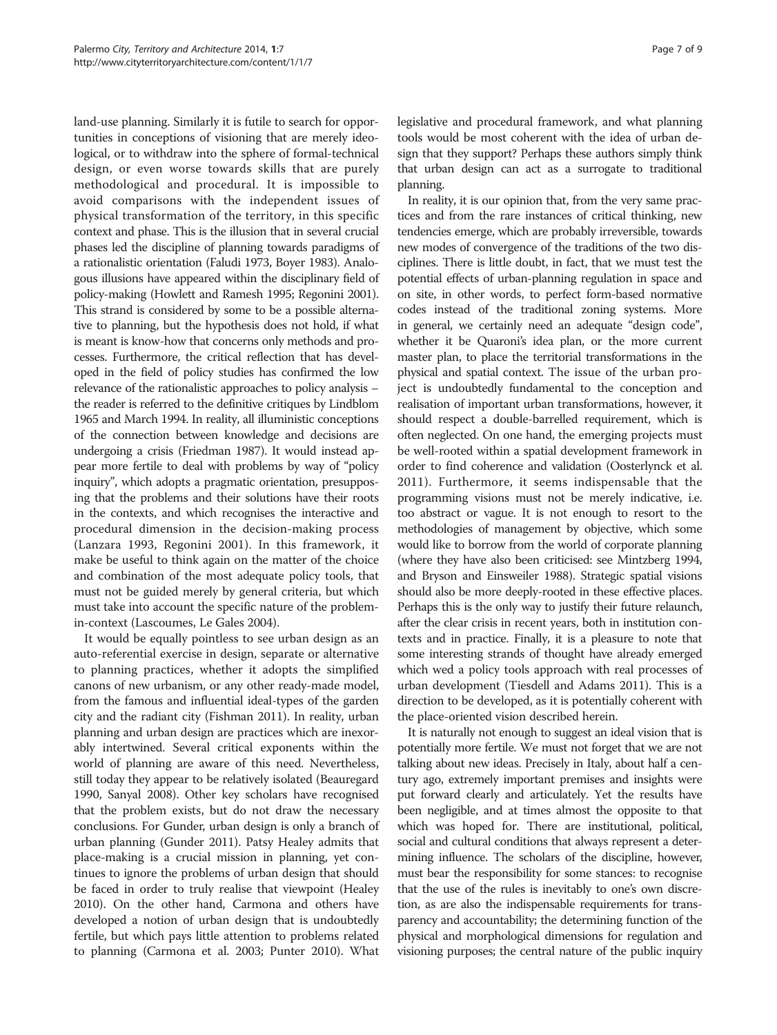land-use planning. Similarly it is futile to search for opportunities in conceptions of visioning that are merely ideological, or to withdraw into the sphere of formal-technical design, or even worse towards skills that are purely methodological and procedural. It is impossible to avoid comparisons with the independent issues of physical transformation of the territory, in this specific context and phase. This is the illusion that in several crucial phases led the discipline of planning towards paradigms of a rationalistic orientation (Faludi 1973, Boyer 1983). Analogous illusions have appeared within the disciplinary field of policy-making (Howlett and Ramesh 1995; Regonini 2001). This strand is considered by some to be a possible alternative to planning, but the hypothesis does not hold, if what is meant is know-how that concerns only methods and processes. Furthermore, the critical reflection that has developed in the field of policy studies has confirmed the low relevance of the rationalistic approaches to policy analysis – the reader is referred to the definitive critiques by Lindblom 1965 and March 1994. In reality, all illuministic conceptions of the connection between knowledge and decisions are undergoing a crisis (Friedman 1987). It would instead appear more fertile to deal with problems by way of "policy inquiry", which adopts a pragmatic orientation, presupposing that the problems and their solutions have their roots in the contexts, and which recognises the interactive and procedural dimension in the decision-making process (Lanzara 1993, Regonini 2001). In this framework, it make be useful to think again on the matter of the choice and combination of the most adequate policy tools, that must not be guided merely by general criteria, but which must take into account the specific nature of the problem-in-context (Lascoumes, Le Gales 2004).

It would be equally pointless to see urban design as an auto-referential exercise in design, separate or alternative to planning practices, whether it adopts the simplified canons of new urbanism, or any other ready-made model, from the famous and influential ideal-types of the garden city and the radiant city (Fishman 2011). In reality, urban planning and urban design are practices which are inexorably intertwined. Several critical exponents within the world of planning are aware of this need. Nevertheless, still today they appear to be relatively isolated (Beauregard 1990, Sanyal 2008). Other key scholars have recognised that the problem exists, but do not draw the necessary conclusions. For Gunder, urban design is only a branch of urban planning (Gunder 2011). Patsy Healey admits that place-making is a crucial mission in planning, yet continues to ignore the problems of urban design that should be faced in order to truly realise that viewpoint (Healey 2010). On the other hand, Carmona and others have developed a notion of urban design that is undoubtedly fertile, but which pays little attention to problems related to planning (Carmona et al. 2003; Punter 2010). What legislative and procedural framework, and what planning tools would be most coherent with the idea of urban design that they support? Perhaps these authors simply think that urban design can act as a surrogate to traditional planning.

In reality, it is our opinion that, from the very same practices and from the rare instances of critical thinking, new tendencies emerge, which are probably irreversible, towards new modes of convergence of the traditions of the two disciplines. There is little doubt, in fact, that we must test the potential effects of urban-planning regulation in space and on site, in other words, to perfect form-based normative codes instead of the traditional zoning systems. More in general, we certainly need an adequate "design code", whether it be Quaroni's idea plan, or the more current master plan, to place the territorial transformations in the physical and spatial context. The issue of the urban project is undoubtedly fundamental to the conception and realisation of important urban transformations, however, it should respect a double-barrelled requirement, which is often neglected. On one hand, the emerging projects must be well-rooted within a spatial development framework in order to find coherence and validation (Oosterlynck et al. 2011). Furthermore, it seems indispensable that the programming visions must not be merely indicative, i.e. too abstract or vague. It is not enough to resort to the methodologies of management by objective, which some would like to borrow from the world of corporate planning (where they have also been criticised: see Mintzberg 1994, and Bryson and Einsweiler 1988). Strategic spatial visions should also be more deeply-rooted in these effective places. Perhaps this is the only way to justify their future relaunch, after the clear crisis in recent years, both in institution contexts and in practice. Finally, it is a pleasure to note that some interesting strands of thought have already emerged which wed a policy tools approach with real processes of urban development (Tiesdell and Adams 2011). This is a direction to be developed, as it is potentially coherent with the place-oriented vision described herein.

It is naturally not enough to suggest an ideal vision that is potentially more fertile. We must not forget that we are not talking about new ideas. Precisely in Italy, about half a century ago, extremely important premises and insights were put forward clearly and articulately. Yet the results have been negligible, and at times almost the opposite to that which was hoped for. There are institutional, political, social and cultural conditions that always represent a determining influence. The scholars of the discipline, however, must bear the responsibility for some stances: to recognise that the use of the rules is inevitably to one's own discretion, as are also the indispensable requirements for transparency and accountability; the determining function of the physical and morphological dimensions for regulation and visioning purposes; the central nature of the public inquiry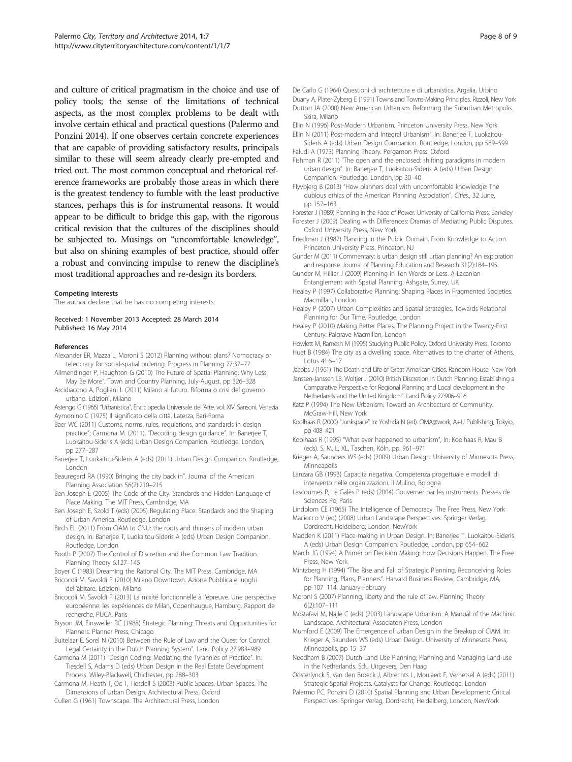and culture of critical pragmatism in the choice and use of policy tools; the sense of the limitations of technical aspects, as the most complex problems to be dealt with involve certain ethical and practical questions (Palermo and Ponzini 2014). If one observes certain concrete experiences that are capable of providing satisfactory results, principals similar to these will seem already clearly pre-empted and tried out. The most common conceptual and rhetorical reference frameworks are probably those areas in which there is the greatest tendency to fumble with the least productive stances, perhaps this is for instrumental reasons. It would appear to be difficult to bridge this gap, with the rigorous critical revision that the cultures of the disciplines should be subjected to. Musings on "uncomfortable knowledge", but also on shining examples of best practice, should offer a robust and convincing impulse to renew the discipline's most traditional approaches and re-design its borders.

#### Competing interests

The author declare that he has no competing interests.

Received: 1 November 2013 Accepted: 28 March 2014
Published: 16 May 2014

#### References

Alexander ER, Mazza L, Moroni S (2012) Planning without plans? Nomocracy or teleocracy for social-spatial ordering. Progress in Planning 77:37–77

Allmendinger P, Haughton G (2010) The Future of Spatial Planning: Why Less May Be More". Town and Country Planning, July-August, pp 326–328

Arcidiacono A, Pogliani L (2011) Milano al futuro. Riforma o crisi del governo urbano. Edizioni, Milano

Astengo G (1966) "Urbanistica", Enciclopedia Universale dell'Arte, vol. XIV. Sansoni, Venezia

Aymonino C (1975) Il significato della città. Laterza, Bari-Roma

Baer WC (2011) Customs, norms, rules, regulations, and standards in design practice"; Carmona M. (2011), "Decoding design guidance". In: Banerjee T, Luokaitou-Sideris A (eds) Urban Design Companion. Routledge, London, pp 277–287

Banerjee T, Luokaitou-Sideris A (eds) (2011) Urban Design Companion. Routledge, London

Beauregard RA (1990) Bringing the city back in". Journal of the American Planning Association 56(2):210–215

Ben Joseph E (2005) The Code of the City. Standards and Hidden Language of Place Making. The MIT Press, Cambridge, MA

Ben Joseph E, Szold T (eds) (2005) Regulating Place: Standards and the Shaping of Urban America. Routledge, London

Birch EL (2011) From CIAM to CNU: the roots and thinkers of modern urban design. In: Banerjee T, Luokaitou-Sideris A (eds) Urban Design Companion. Routledge, London

Booth P (2007) The Control of Discretion and the Common Law Tradition. Planning Theory 6:127–145

Boyer C (1983) Dreaming the Rational City. The MIT Press, Cambridge, MA

Bricocoli M, Savoldi P (2010) Milano Downtown. Azione Pubblica e luoghi dell'abitare. Edizioni, Milano

Bricocoli M, Savoldi P (2013) La mixité fonctionnelle à l'épreuve. Une perspective européenne: les expériences de Milan, Copenhaugue, Hamburg. Rapport de recherche, PUCA, Paris

Bryson JM, Einsweiler RC (1988) Strategic Planning: Threats and Opportunities for Planners. Planner Press, Chicago

Buitelaar E, Sorel N (2010) Between the Rule of Law and the Quest for Control: Legal Certainty in the Dutch Planning System". Land Policy 27:983–989

Carmona M (2011) "Design Coding: Mediating the Tyrannies of Practice". In: Tiesdell S, Adams D (eds) Urban Design in the Real Estate Development Process. Wiley-Blackwell, Chichester, pp 288–303

Carmona M, Heath T, Oc T, Tiesdell S (2003) Public Spaces, Urban Spaces. The Dimensions of Urban Design. Architectural Press, Oxford

Cullen G (1961) Townscape. The Architectural Press, London

De Carlo G (1964) Questioni di architettura e di urbanistica. Argalia, Urbino

Duany A, Plater-Zyberg E (1991) Towns and Towns-Making Principles. Rizzoli, New York

Dutton JA (2000) New American Urbanism. Reforming the Suburban Metropolis. Skira, Milano

Ellin N (1996) Post-Modern Urbanism. Princeton University Press, New York

Ellin N (2011) Post-modern and Integral Urbanism". In: Banerjee T, Luokaitou-Sideris A (eds) Urban Design Companion. Routledge, London, pp 589–599

Faludi A (1973) Planning Theory. Pergamon Press, Oxford

Fishman R (2011) "The open and the enclosed: shifting paradigms in modern urban design". In: Banerjee T, Luokaitou-Sideris A (eds) Urban Design Companion. Routledge, London, pp 30–40

Flyvbjerg B (2013) "How planners deal with uncomfortable knowledge: The dubious ethics of the American Planning Association", Cities., 32 June, pp 157–163

Forester J (1989) Planning in the Face of Power. University of California Press, Berkeley

Forester J (2009) Dealing with Differences: Dramas of Mediating Public Disputes. Oxford University Press, New York

Friedman J (1987) Planning in the Public Domain. From Knowledge to Action. Princeton University Press, Princeton, NJ

Gunder M (2011) Commentary: is urban design still urban planning? An exploration and response. Journal of Planning Education and Research 31(2):184–195

Gunder M, Hillier J (2009) Planning in Ten Words or Less. A Lacanian Entanglement with Spatial Planning. Ashgate, Surrey, UK

Healey P (1997) Collaborative Planning: Shaping Places in Fragmented Societies. Macmillan, London

Healey P (2007) Urban Complexities and Spatial Strategies. Towards Relational Planning for Our Time. Routledge, London

Healey P (2010) Making Better Places. The Planning Project in the Twenty-First Century. Palgrave Macmillan, London

Howlett M, Ramesh M (1995) Studying Public Policy. Oxford University Press, Toronto

Huet B (1984) The city as a dwelling space. Alternatives to the charter of Athens. Lotus 41:6–17

Jacobs J (1961) The Death and Life of Great American Cities. Random House, New York

Janssen-Janssen LB, Woltjer J (2010) British Discretion in Dutch Planning: Establishing a Comparative Perspective for Regional Planning and Local development in the Netherlands and the United Kingdom". Land Policy 27:906–916

Katz P (1994) The New Urbanism: Toward an Architecture of Community. McGraw-Hill, New York

Koolhaas R (2000) "Junkspace" In: Yoshida N (ed). OMA@work, A+U Publishing, Tokyio, pp 408–421

Koolhaas R (1995) "What ever happened to urbanism", In: Koolhaas R, Mau B (eds). S, M, L, XL, Taschen, Köln, pp. 961–971

Krieger A, Saunders WS (eds) (2009) Urban Design. University of Minnesota Press, Minneapolis

Lanzara GB (1993) Capacità negativa. Competenza progettuale e modelli di intervento nelle organizzazioni. il Mulino, Bologna

Lascoumes P, Le Galès P (eds) (2004) Gouverner par les instruments. Presses de Sciences Po, Paris

Lindblom CE (1965) The Intelligence of Democracy. The Free Press, New York

Maciocco V (ed) (2008) Urban Landscape Perspectives. Springer Verlag, Dordrecht, Heidelberg, London, NewYork

Madden K (2011) Place-making in Urban Design. In: Banerjee T, Luokaitou-Sideris A (eds) Urban Design Companion. Routledge, London, pp 654–662

March JG (1994) A Primer on Decision Making: How Decisions Happen. The Free Press, New York

Mintzberg H (1994) "The Rise and Fall of Strategic Planning. Reconceiving Roles for Planning, Plans, Planners". Harvard Business Review, Cambridge, MA, pp 107–114, January-February

Moroni S (2007) Planning, liberty and the rule of law. Planning Theory 6(2):107–111

Mostafavi M, Najle C (eds) (2003) Landscape Urbanism. A Manual of the Machinic Landscape. Architectural Associaton Press, London

Mumford E (2009) The Emergence of Urban Design in the Breakup of CIAM. In: Krieger A, Saunders WS (eds) Urban Design. University of Minnesota Press, Minneapolis, pp 15–37

Needham B (2007) Dutch Land Use Planning; Planning and Managing Land-use in the Netherlands. Sdu Uitgevers, Den Haag

Oosterlynck S, van den Broeck J, Albrechts L, Moulaert F, Verhetsel A (eds) (2011) Strategic Spatial Projects. Catalysts for Change. Routledge, London

Palermo PC, Ponzini D (2010) Spatial Planning and Urban Development: Critical Perspectives. Springer Verlag, Dordrecht, Heidelberg, London, NewYork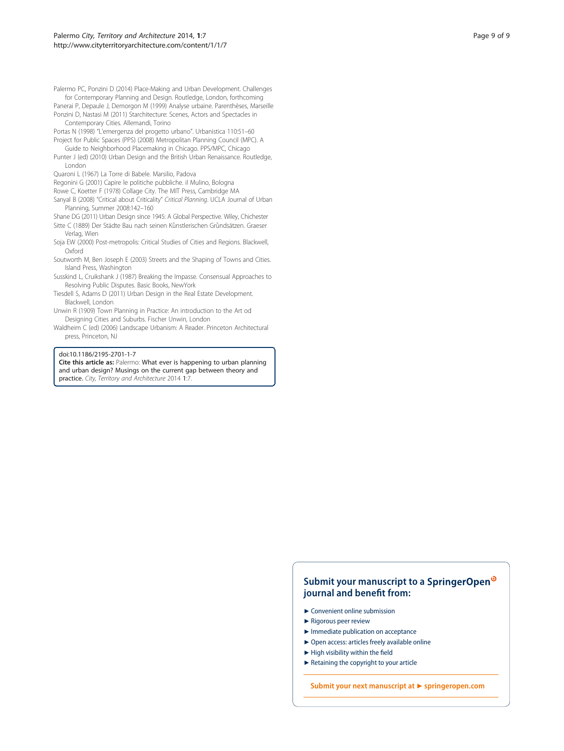Palermo PC, Ponzini D (2014) Place-Making and Urban Development. Challenges for Contemporary Planning and Design. Routledge, London, forthcoming

Panerai P, Depaule J, Demorgon M (1999) Analyse urbaine. Parenthèses, Marseille

Ponzini D, Nastasi M (2011) Starchitecture: Scenes, Actors and Spectacles in Contemporary Cities. Allemandi, Torino

Portas N (1998) "L'emergenza del progetto urbano". Urbanistica 110:51–60

Project for Public Spaces (PPS) (2008) Metropolitan Planning Council (MPC). A Guide to Neighborhood Placemaking in Chicago. PPS/MPC, Chicago

Punter J (ed) (2010) Urban Design and the British Urban Renaissance. Routledge, London

Quaroni L (1967) La Torre di Babele. Marsilio, Padova

Regonini G (2001) Capire le politiche pubbliche. il Mulino, Bologna

Rowe C, Koetter F (1978) Collage City. The MIT Press, Cambridge MA

Sanyal B (2008) "Critical about Criticality" *Critical Planning*. UCLA Journal of Urban Planning, Summer 2008:142–160

Shane DG (2011) Urban Design since 1945: A Global Perspective. Wiley, Chichester

Sitte C (1889) Der Städte Bau nach seinen Kůnstlerischen Grůndsätzen. Graeser Verlag, Wien

Soja EW (2000) Post-metropolis: Critical Studies of Cities and Regions. Blackwell, Oxford

Soutworth M, Ben Joseph E (2003) Streets and the Shaping of Towns and Cities. Island Press, Washington

Susskind L, Cruikshank J (1987) Breaking the Impasse. Consensual Approaches to Resolving Public Disputes. Basic Books, NewYork

Tiesdell S, Adams D (2011) Urban Design in the Real Estate Development. Blackwell, London

Unwin R (1909) Town Planning in Practice: An introduction to the Art od Designing Cities and Suburbs. Fischer Unwin, London

Waldheim C (ed) (2006) Landscape Urbanism: A Reader. Princeton Architectural press, Princeton, NJ

doi:10.1186/2195-2701-1-7

**Cite this article as:** Palermo: **What ever is happening to urban planning and urban design? Musings on the current gap between theory and practice.** *City, Territory and Architecture* 2014 **1**:7.

**Submit your manuscript to a SpringerOpen journal and benefit from:**

- ► Convenient online submission
- ► Rigorous peer review
- ► Immediate publication on acceptance
- ► Open access: articles freely available online
- ► High visibility within the field
- ► Retaining the copyright to your article

**Submit your next manuscript at ► springeropen.com**